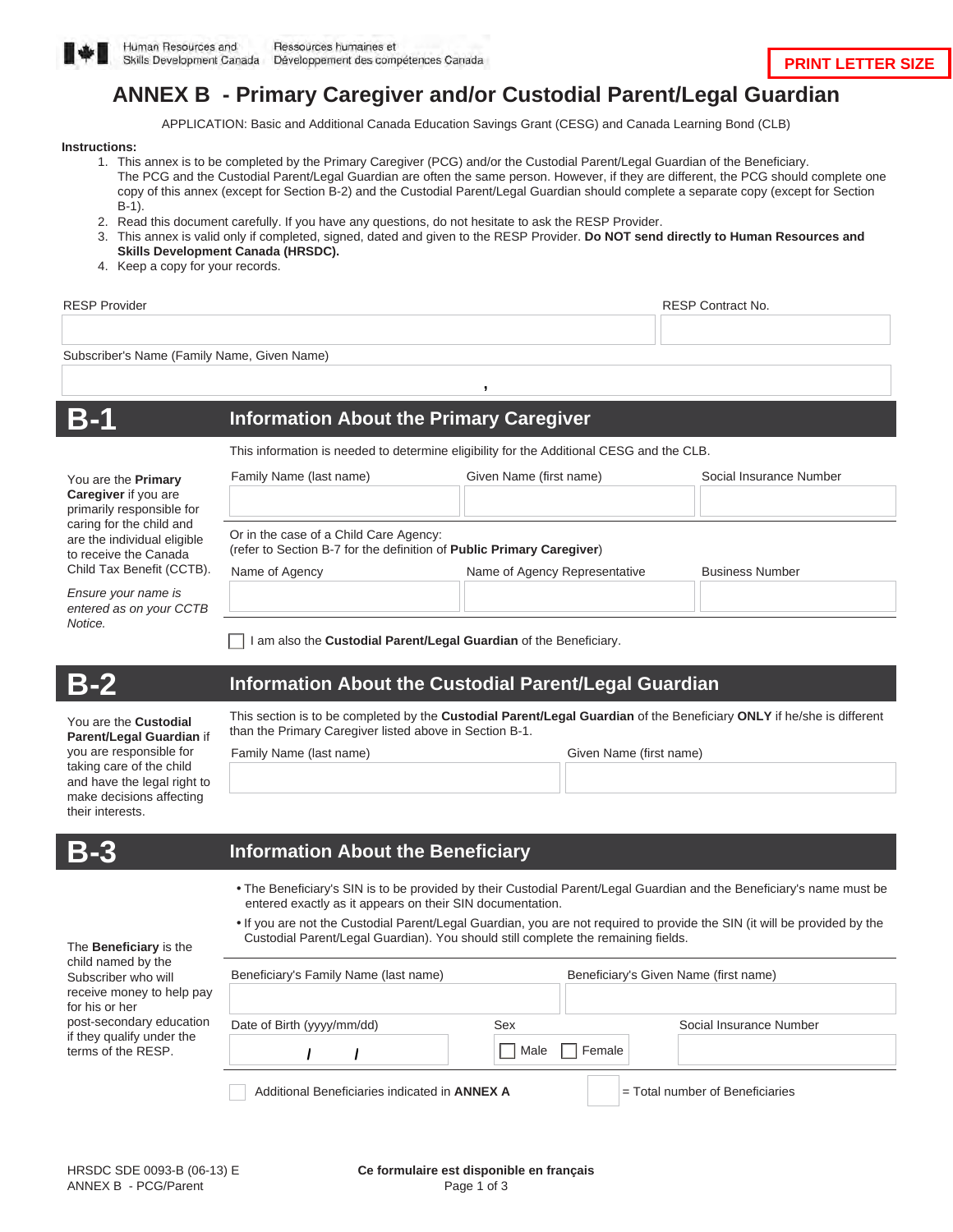Human Resources and Skills Development Canada | Ressources humaines et Développement des compétences Canada

**PRINT LETTER SIZE**

# ANNEX B - Primary Caregiver and/or Custodial Parent/Legal Guardian

APPLICATION: Basic and Additional Canada Education Savings Grant (CESG) and Canada Learning Bond (CLB)

**Instructions:**

1. This annex is to be completed by the Primary Caregiver (PCG) and/or the Custodial Parent/Legal Guardian of the Beneficiary. The PCG and the Custodial Parent/Legal Guardian are often the same person. However, if they are different, the PCG should complete one copy of this annex (except for Section B-2) and the Custodial Parent/Legal Guardian should complete a separate copy (except for Section B-1).
2. Read this document carefully. If you have any questions, do not hesitate to ask the RESP Provider.
3. This annex is valid only if completed, signed, dated and given to the RESP Provider. **Do NOT send directly to Human Resources and Skills Development Canada (HRSDC).**
4. Keep a copy for your records.

| RESP Provider | RESP Contract No. |
|---|---|
| | |

| Subscriber's Name (Family Name, Given Name) |
|---|
| , |

## B-1 Information About the Primary Caregiver

You are the **Primary Caregiver** if you are primarily responsible for caring for the child and are the individual eligible to receive the Canada Child Tax Benefit (CCTB).

*Ensure your name is entered as on your CCTB Notice.*

This information is needed to determine eligibility for the Additional CESG and the CLB.

| Family Name (last name) | Given Name (first name) | Social Insurance Number |
|---|---|---|
| | | |

Or in the case of a Child Care Agency:
(refer to Section B-7 for the definition of **Public Primary Caregiver**)

| Name of Agency | Name of Agency Representative | Business Number |
|---|---|---|
| | | |

☐ I am also the **Custodial Parent/Legal Guardian** of the Beneficiary.

## B-2 Information About the Custodial Parent/Legal Guardian

You are the **Custodial Parent/Legal Guardian** if you are responsible for taking care of the child and have the legal right to make decisions affecting their interests.

This section is to be completed by the **Custodial Parent/Legal Guardian** of the Beneficiary **ONLY** if he/she is different than the Primary Caregiver listed above in Section B-1.

| Family Name (last name) | Given Name (first name) |
|---|---|
| | |

## B-3 Information About the Beneficiary

The **Beneficiary** is the child named by the Subscriber who will receive money to help pay for his or her post-secondary education if they qualify under the terms of the RESP.

- The Beneficiary's SIN is to be provided by their Custodial Parent/Legal Guardian and the Beneficiary's name must be entered exactly as it appears on their SIN documentation.
- If you are not the Custodial Parent/Legal Guardian, you are not required to provide the SIN (it will be provided by the Custodial Parent/Legal Guardian). You should still complete the remaining fields.

| Beneficiary's Family Name (last name) | Beneficiary's Given Name (first name) |
|---|---|
| | |

| Date of Birth (yyyy/mm/dd) | Sex | Social Insurance Number |
|---|---|---|
| / / | ☐ Male ☐ Female | |

☐ Additional Beneficiaries indicated in **ANNEX A** ☐ = Total number of Beneficiaries

HRSDC SDE 0093-B (06-13) E
ANNEX B - PCG/Parent

**Ce formulaire est disponible en français**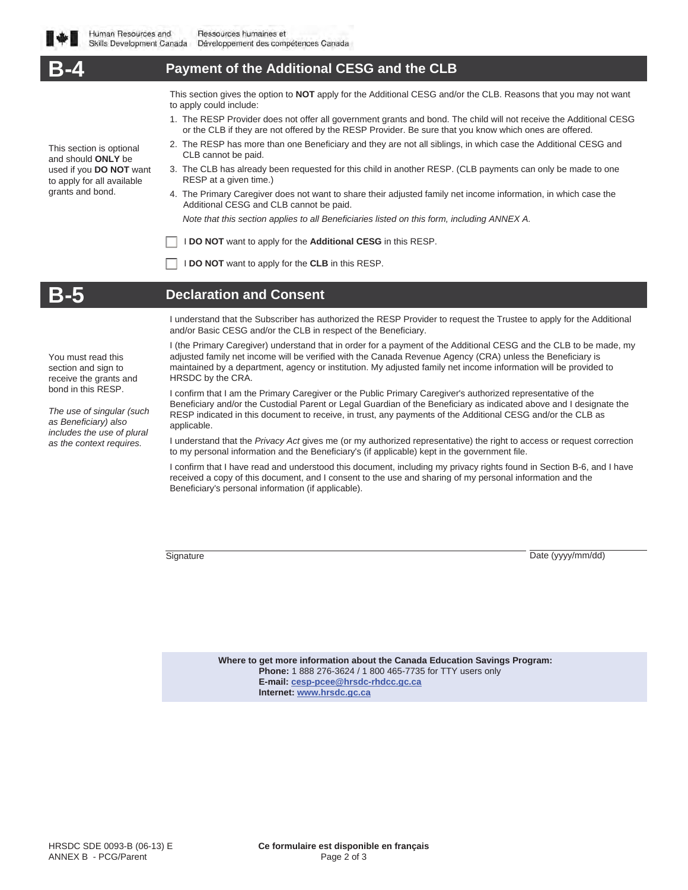## B-4 Payment of the Additional CESG and the CLB

This section is optional and should **ONLY** be used if you **DO NOT** want to apply for all available grants and bond.

This section gives the option to **NOT** apply for the Additional CESG and/or the CLB. Reasons that you may not want to apply could include:

1. The RESP Provider does not offer all government grants and bond. The child will not receive the Additional CESG or the CLB if they are not offered by the RESP Provider. Be sure that you know which ones are offered.
2. The RESP has more than one Beneficiary and they are not all siblings, in which case the Additional CESG and CLB cannot be paid.
3. The CLB has already been requested for this child in another RESP. (CLB payments can only be made to one RESP at a given time.)
4. The Primary Caregiver does not want to share their adjusted family net income information, in which case the Additional CESG and CLB cannot be paid.

   *Note that this section applies to all Beneficiaries listed on this form, including ANNEX A.*

☐ I **DO NOT** want to apply for the **Additional CESG** in this RESP.

☐ I **DO NOT** want to apply for the **CLB** in this RESP.

## B-5 Declaration and Consent

You must read this section and sign to receive the grants and bond in this RESP.

*The use of singular (such as Beneficiary) also includes the use of plural as the context requires.*

I understand that the Subscriber has authorized the RESP Provider to request the Trustee to apply for the Additional and/or Basic CESG and/or the CLB in respect of the Beneficiary.

I (the Primary Caregiver) understand that in order for a payment of the Additional CESG and the CLB to be made, my adjusted family net income will be verified with the Canada Revenue Agency (CRA) unless the Beneficiary is maintained by a department, agency or institution. My adjusted family net income information will be provided to HRSDC by the CRA.

I confirm that I am the Primary Caregiver or the Public Primary Caregiver's authorized representative of the Beneficiary and/or the Custodial Parent or Legal Guardian of the Beneficiary as indicated above and I designate the RESP indicated in this document to receive, in trust, any payments of the Additional CESG and/or the CLB as applicable.

I understand that the *Privacy Act* gives me (or my authorized representative) the right to access or request correction to my personal information and the Beneficiary's (if applicable) kept in the government file.

I confirm that I have read and understood this document, including my privacy rights found in Section B-6, and I have received a copy of this document, and I consent to the use and sharing of my personal information and the Beneficiary's personal information (if applicable).

Signature ______________________ Date (yyyy/mm/dd) ______________

**Where to get more information about the Canada Education Savings Program:**
**Phone:** 1 888 276-3624 / 1 800 465-7735 for TTY users only
**E-mail:** cesp-pcee@hrsdc-rhdcc.gc.ca
**Internet:** www.hrsdc.gc.ca

HRSDC SDE 0093-B (06-13) E
ANNEX B - PCG/Parent

**Ce formulaire est disponible en français**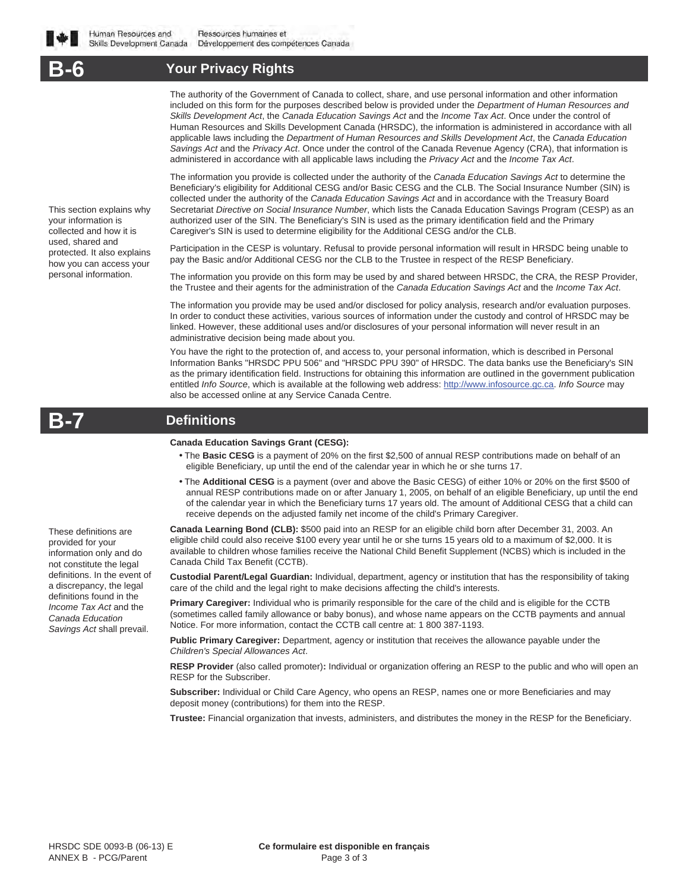## B-6 Your Privacy Rights

This section explains why your information is collected and how it is used, shared and protected. It also explains how you can access your personal information.

The authority of the Government of Canada to collect, share, and use personal information and other information included on this form for the purposes described below is provided under the *Department of Human Resources and Skills Development Act*, the *Canada Education Savings Act* and the *Income Tax Act*. Once under the control of Human Resources and Skills Development Canada (HRSDC), the information is administered in accordance with all applicable laws including the *Department of Human Resources and Skills Development Act*, the *Canada Education Savings Act* and the *Privacy Act*. Once under the control of the Canada Revenue Agency (CRA), that information is administered in accordance with all applicable laws including the *Privacy Act* and the *Income Tax Act*.

The information you provide is collected under the authority of the *Canada Education Savings Act* to determine the Beneficiary's eligibility for Additional CESG and/or Basic CESG and the CLB. The Social Insurance Number (SIN) is collected under the authority of the *Canada Education Savings Act* and in accordance with the Treasury Board Secretariat *Directive on Social Insurance Number*, which lists the Canada Education Savings Program (CESP) as an authorized user of the SIN. The Beneficiary's SIN is used as the primary identification field and the Primary Caregiver's SIN is used to determine eligibility for the Additional CESG and/or the CLB.

Participation in the CESP is voluntary. Refusal to provide personal information will result in HRSDC being unable to pay the Basic and/or Additional CESG nor the CLB to the Trustee in respect of the RESP Beneficiary.

The information you provide on this form may be used by and shared between HRSDC, the CRA, the RESP Provider, the Trustee and their agents for the administration of the *Canada Education Savings Act* and the *Income Tax Act*.

The information you provide may be used and/or disclosed for policy analysis, research and/or evaluation purposes. In order to conduct these activities, various sources of information under the custody and control of HRSDC may be linked. However, these additional uses and/or disclosures of your personal information will never result in an administrative decision being made about you.

You have the right to the protection of, and access to, your personal information, which is described in Personal Information Banks "HRSDC PPU 506" and "HRSDC PPU 390" of HRSDC. The data banks use the Beneficiary's SIN as the primary identification field. Instructions for obtaining this information are outlined in the government publication entitled *Info Source*, which is available at the following web address: http://www.infosource.gc.ca. *Info Source* may also be accessed online at any Service Canada Centre.

## B-7 Definitions

These definitions are provided for your information only and do not constitute the legal definitions. In the event of a discrepancy, the legal definitions found in the *Income Tax Act* and the *Canada Education Savings Act* shall prevail.

**Canada Education Savings Grant (CESG):**

- The **Basic CESG** is a payment of 20% on the first $2,500 of annual RESP contributions made on behalf of an eligible Beneficiary, up until the end of the calendar year in which he or she turns 17.
- The **Additional CESG** is a payment (over and above the Basic CESG) of either 10% or 20% on the first $500 of annual RESP contributions made on or after January 1, 2005, on behalf of an eligible Beneficiary, up until the end of the calendar year in which the Beneficiary turns 17 years old. The amount of Additional CESG that a child can receive depends on the adjusted family net income of the child's Primary Caregiver.

**Canada Learning Bond (CLB):** $500 paid into an RESP for an eligible child born after December 31, 2003. An eligible child could also receive $100 every year until he or she turns 15 years old to a maximum of $2,000. It is available to children whose families receive the National Child Benefit Supplement (NCBS) which is included in the Canada Child Tax Benefit (CCTB).

**Custodial Parent/Legal Guardian:** Individual, department, agency or institution that has the responsibility of taking care of the child and the legal right to make decisions affecting the child's interests.

**Primary Caregiver:** Individual who is primarily responsible for the care of the child and is eligible for the CCTB (sometimes called family allowance or baby bonus), and whose name appears on the CCTB payments and annual Notice. For more information, contact the CCTB call centre at: 1 800 387-1193.

**Public Primary Caregiver:** Department, agency or institution that receives the allowance payable under the *Children's Special Allowances Act*.

**RESP Provider** (also called promoter)**:** Individual or organization offering an RESP to the public and who will open an RESP for the Subscriber.

**Subscriber:** Individual or Child Care Agency, who opens an RESP, names one or more Beneficiaries and may deposit money (contributions) for them into the RESP.

**Trustee:** Financial organization that invests, administers, and distributes the money in the RESP for the Beneficiary.

HRSDC SDE 0093-B (06-13) E
ANNEX B - PCG/Parent

**Ce formulaire est disponible en français**